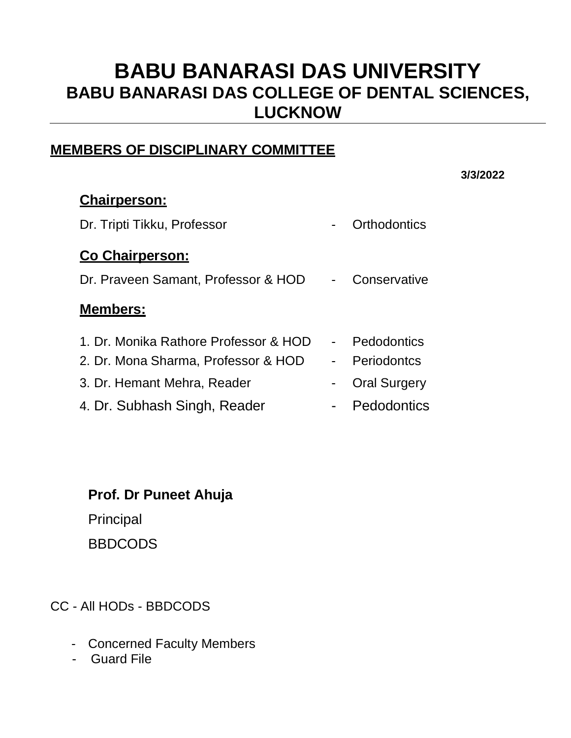# BABU BANARASI DAS UNIVERSITY
## BABU BANARASI DAS COLLEGE OF DENTAL SCIENCES, LUCKNOW

---

**MEMBERS OF DISCIPLINARY COMMITTEE**

**3/3/2022**

**Chairperson:**

Dr. Tripti Tikku, Professor - Orthodontics

**Co Chairperson:**

Dr. Praveen Samant, Professor & HOD - Conservative

**Members:**

1. Dr. Monika Rathore Professor & HOD - Pedodontics
2. Dr. Mona Sharma, Professor & HOD - Periodontcs
3. Dr. Hemant Mehra, Reader - Oral Surgery
4. Dr. Subhash Singh, Reader - Pedodontics

**Prof. Dr Puneet Ahuja**
Principal
BBDCODS

CC - All HODs - BBDCODS

- Concerned Faculty Members
- Guard File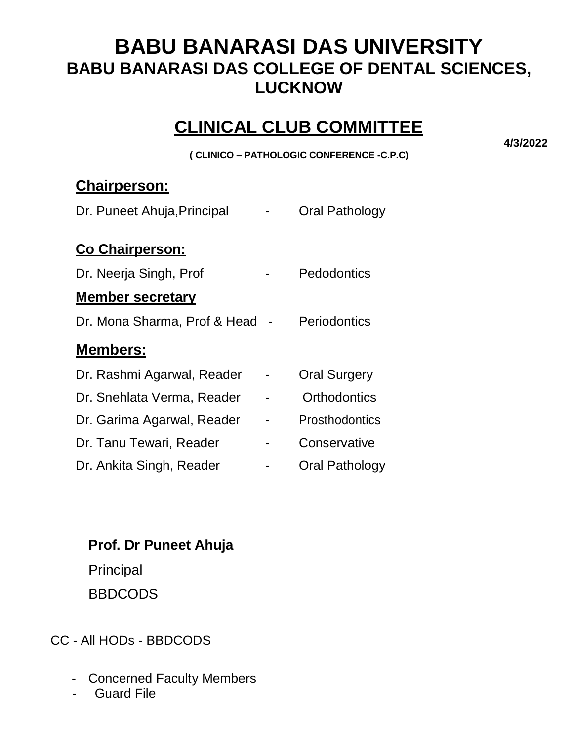# BABU BANARASI DAS UNIVERSITY

## BABU BANARASI DAS COLLEGE OF DENTAL SCIENCES, LUCKNOW

---

## CLINICAL CLUB COMMITTEE

**4/3/2022**

**( CLINICO – PATHOLOGIC CONFERENCE -C.P.C)**

### Chairperson:

Dr. Puneet Ahuja,Principal - Oral Pathology

### Co Chairperson:

Dr. Neerja Singh, Prof - Pedodontics

### Member secretary

Dr. Mona Sharma, Prof & Head - Periodontics

### Members:

Dr. Rashmi Agarwal, Reader - Oral Surgery

Dr. Snehlata Verma, Reader - Orthodontics

Dr. Garima Agarwal, Reader - Prosthodontics

Dr. Tanu Tewari, Reader - Conservative

Dr. Ankita Singh, Reader - Oral Pathology

**Prof. Dr Puneet Ahuja**

Principal

BBDCODS

CC - All HODs - BBDCODS

- Concerned Faculty Members
- Guard File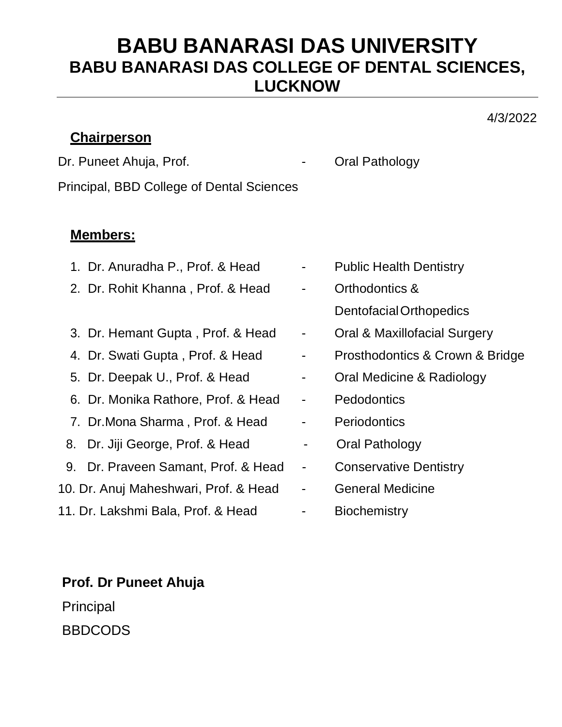# BABU BANARASI DAS UNIVERSITY
## BABU BANARASI DAS COLLEGE OF DENTAL SCIENCES, LUCKNOW

---

4/3/2022

**Chairperson**

Dr. Puneet Ahuja, Prof. - Oral Pathology

Principal, BBD College of Dental Sciences

**Members:**

1. Dr. Anuradha P., Prof. & Head - Public Health Dentistry
2. Dr. Rohit Khanna , Prof. & Head - Orthodontics & Dentofacial Orthopedics
3. Dr. Hemant Gupta , Prof. & Head - Oral & Maxillofacial Surgery
4. Dr. Swati Gupta , Prof. & Head - Prosthodontics & Crown & Bridge
5. Dr. Deepak U., Prof. & Head - Oral Medicine & Radiology
6. Dr. Monika Rathore, Prof. & Head - Pedodontics
7. Dr.Mona Sharma , Prof. & Head - Periodontics
8. Dr. Jiji George, Prof. & Head - Oral Pathology
9. Dr. Praveen Samant, Prof. & Head - Conservative Dentistry
10. Dr. Anuj Maheshwari, Prof. & Head - General Medicine
11. Dr. Lakshmi Bala, Prof. & Head - Biochemistry

**Prof. Dr Puneet Ahuja**

Principal

BBDCODS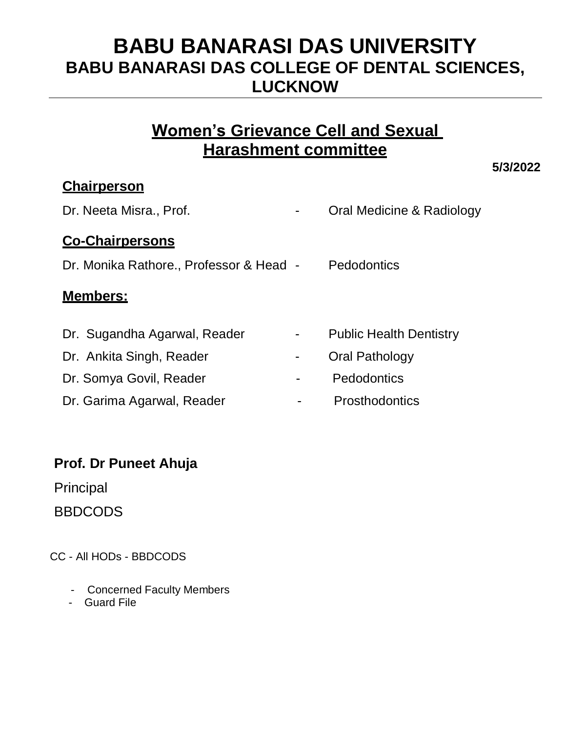# BABU BANARASI DAS UNIVERSITY

## BABU BANARASI DAS COLLEGE OF DENTAL SCIENCES, LUCKNOW

---

## Women's Grievance Cell and Sexual Harashment committee

**5/3/2022**

**Chairperson**

Dr. Neeta Misra., Prof. - Oral Medicine & Radiology

**Co-Chairpersons**

Dr. Monika Rathore., Professor & Head - Pedodontics

**Members:**

Dr. Sugandha Agarwal, Reader - Public Health Dentistry

Dr. Ankita Singh, Reader - Oral Pathology

Dr. Somya Govil, Reader - Pedodontics

Dr. Garima Agarwal, Reader - Prosthodontics

**Prof. Dr Puneet Ahuja**

Principal

BBDCODS

CC - All HODs - BBDCODS

- Concerned Faculty Members
- Guard File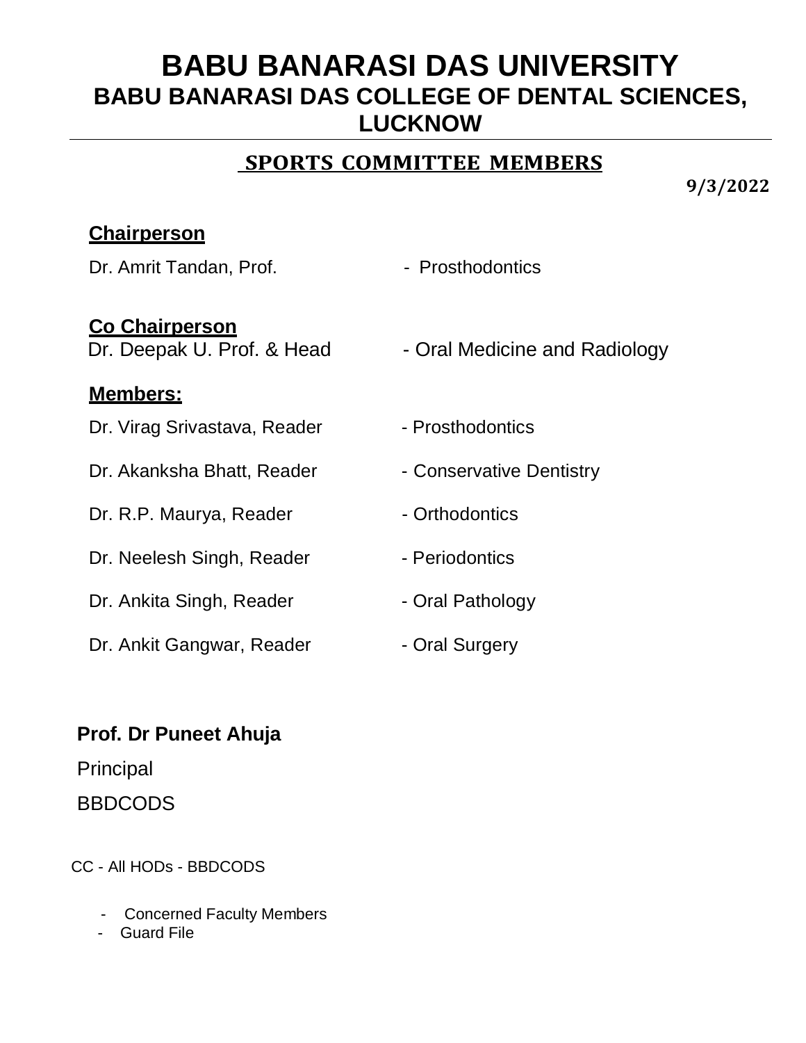# BABU BANARASI DAS UNIVERSITY

## BABU BANARASI DAS COLLEGE OF DENTAL SCIENCES, LUCKNOW

### SPORTS COMMITTEE MEMBERS

**9/3/2022**

**Chairperson**

Dr. Amrit Tandan, Prof. - Prosthodontics

**Co Chairperson**

Dr. Deepak U. Prof. & Head - Oral Medicine and Radiology

**Members:**

Dr. Virag Srivastava, Reader - Prosthodontics

Dr. Akanksha Bhatt, Reader - Conservative Dentistry

Dr. R.P. Maurya, Reader - Orthodontics

Dr. Neelesh Singh, Reader - Periodontics

Dr. Ankita Singh, Reader - Oral Pathology

Dr. Ankit Gangwar, Reader - Oral Surgery

**Prof. Dr Puneet Ahuja**

Principal

BBDCODS

CC - All HODs - BBDCODS

- Concerned Faculty Members
- Guard File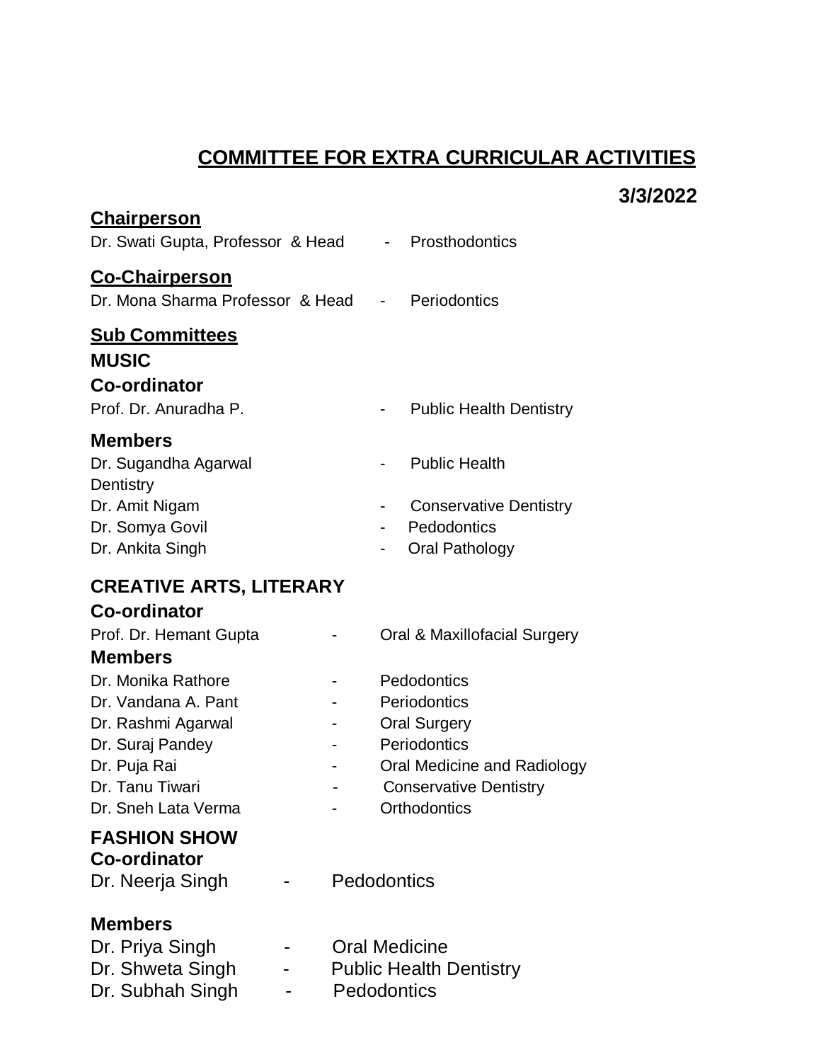# COMMITTEE FOR EXTRA CURRICULAR ACTIVITIES

**3/3/2022**

## Chairperson

Dr. Swati Gupta, Professor & Head - Prosthodontics

## Co-Chairperson

Dr. Mona Sharma Professor & Head - Periodontics

## Sub Committees

### MUSIC

**Co-ordinator**

Prof. Dr. Anuradha P. - Public Health Dentistry

**Members**

Dr. Sugandha Agarwal - Public Health Dentistry
Dr. Amit Nigam - Conservative Dentistry
Dr. Somya Govil - Pedodontics
Dr. Ankita Singh - Oral Pathology

### CREATIVE ARTS, LITERARY

**Co-ordinator**

Prof. Dr. Hemant Gupta - Oral & Maxillofacial Surgery

**Members**

Dr. Monika Rathore - Pedodontics
Dr. Vandana A. Pant - Periodontics
Dr. Rashmi Agarwal - Oral Surgery
Dr. Suraj Pandey - Periodontics
Dr. Puja Rai - Oral Medicine and Radiology
Dr. Tanu Tiwari - Conservative Dentistry
Dr. Sneh Lata Verma - Orthodontics

### FASHION SHOW

**Co-ordinator**

Dr. Neerja Singh - Pedodontics

**Members**

Dr. Priya Singh - Oral Medicine
Dr. Shweta Singh - Public Health Dentistry
Dr. Subhah Singh - Pedodontics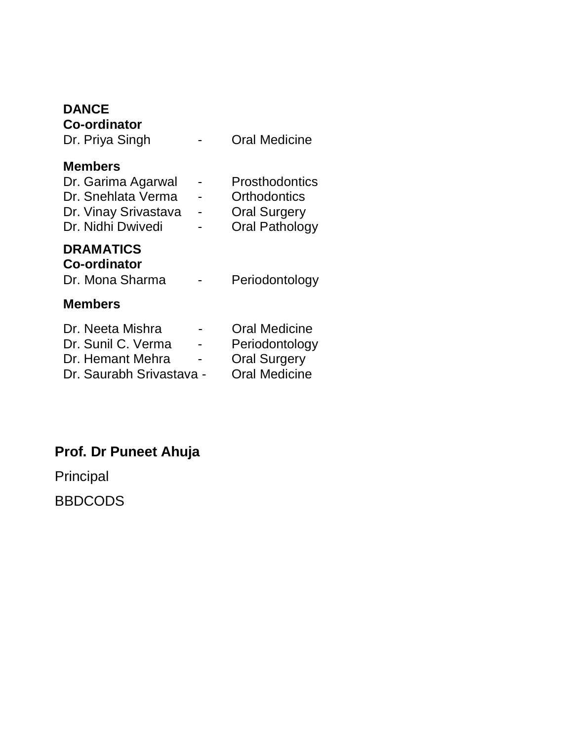**DANCE**

**Co-ordinator**

Dr. Priya Singh - Oral Medicine

**Members**

Dr. Garima Agarwal - Prosthodontics
Dr. Snehlata Verma - Orthodontics
Dr. Vinay Srivastava - Oral Surgery
Dr. Nidhi Dwivedi - Oral Pathology

**DRAMATICS**

**Co-ordinator**

Dr. Mona Sharma - Periodontology

**Members**

Dr. Neeta Mishra - Oral Medicine
Dr. Sunil C. Verma - Periodontology
Dr. Hemant Mehra - Oral Surgery
Dr. Saurabh Srivastava - Oral Medicine

**Prof. Dr Puneet Ahuja**

Principal

BBDCODS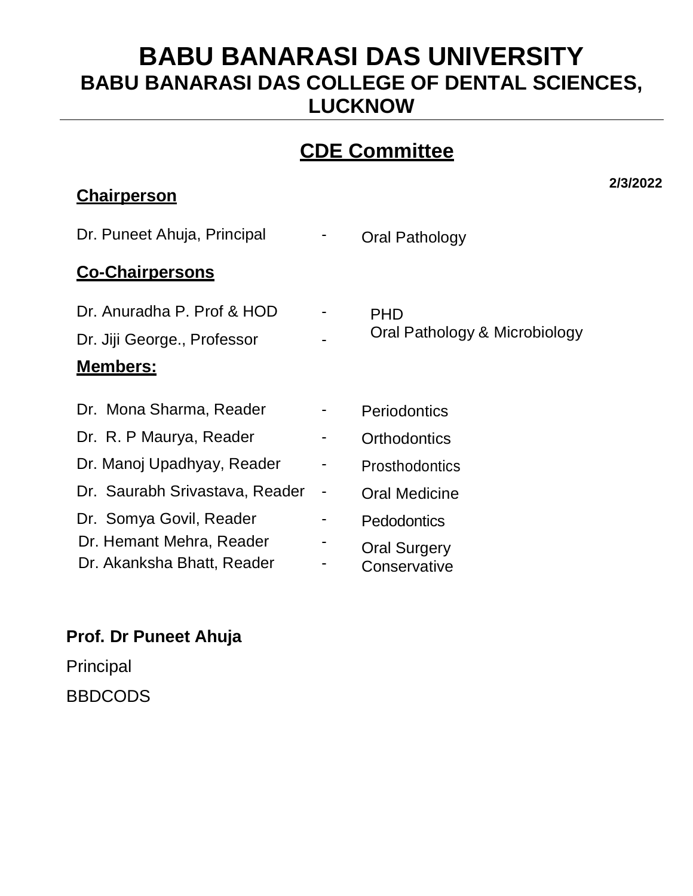# BABU BANARASI DAS UNIVERSITY

## BABU BANARASI DAS COLLEGE OF DENTAL SCIENCES, LUCKNOW

---

## CDE Committee

**2/3/2022**

**Chairperson**

Dr. Puneet Ahuja, Principal - Oral Pathology

**Co-Chairpersons**

Dr. Anuradha P. Prof & HOD - PHD

Dr. Jiji George., Professor - Oral Pathology & Microbiology

**Members:**

Dr. Mona Sharma, Reader - Periodontics

Dr. R. P Maurya, Reader - Orthodontics

Dr. Manoj Upadhyay, Reader - Prosthodontics

Dr. Saurabh Srivastava, Reader - Oral Medicine

Dr. Somya Govil, Reader - Pedodontics

Dr. Hemant Mehra, Reader - Oral Surgery

Dr. Akanksha Bhatt, Reader - Conservative

**Prof. Dr Puneet Ahuja**

Principal

BBDCODS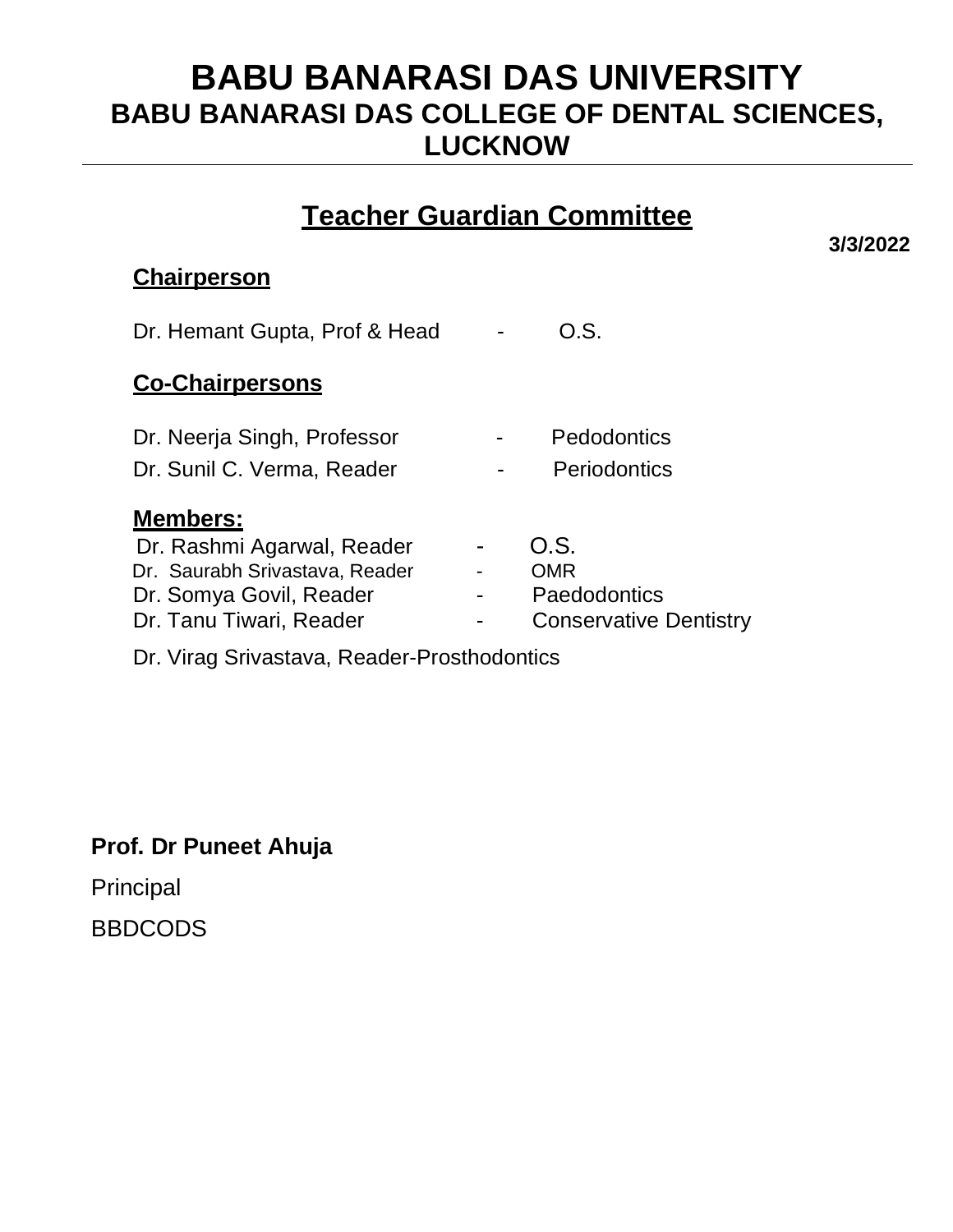# BABU BANARASI DAS UNIVERSITY
## BABU BANARASI DAS COLLEGE OF DENTAL SCIENCES, LUCKNOW

---

## Teacher Guardian Committee

**3/3/2022**

**Chairperson**

Dr. Hemant Gupta, Prof & Head - O.S.

**Co-Chairpersons**

Dr. Neerja Singh, Professor - Pedodontics

Dr. Sunil C. Verma, Reader - Periodontics

**Members:**

Dr. Rashmi Agarwal, Reader - O.S.

Dr. Saurabh Srivastava, Reader - OMR

Dr. Somya Govil, Reader - Paedodontics

Dr. Tanu Tiwari, Reader - Conservative Dentistry

Dr. Virag Srivastava, Reader-Prosthodontics

**Prof. Dr Puneet Ahuja**

Principal

BBDCODS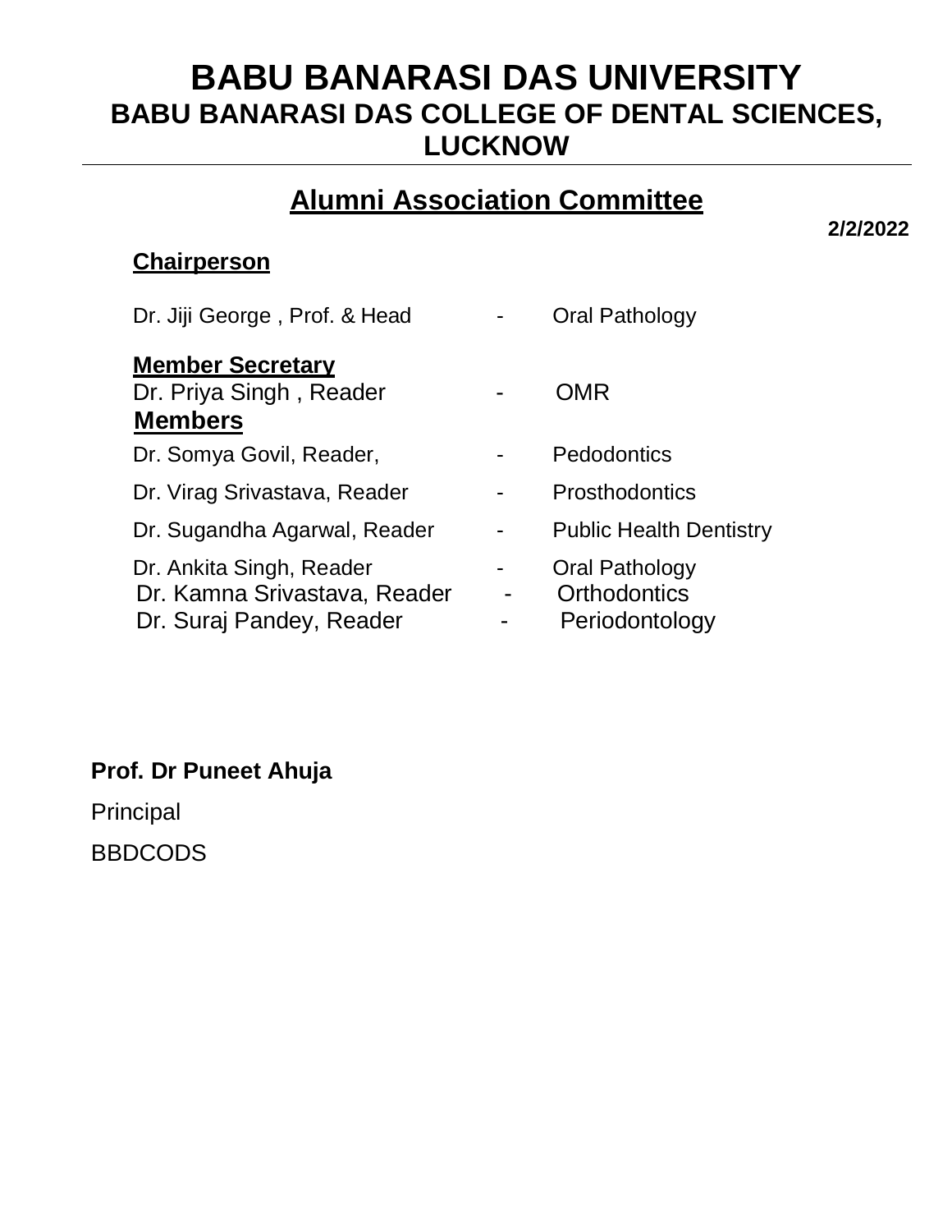# BABU BANARASI DAS UNIVERSITY

## BABU BANARASI DAS COLLEGE OF DENTAL SCIENCES, LUCKNOW

---

## Alumni Association Committee

**2/2/2022**

**Chairperson**

Dr. Jiji George , Prof. & Head - Oral Pathology

**Member Secretary**

Dr. Priya Singh , Reader - OMR

**Members**

Dr. Somya Govil, Reader, - Pedodontics

Dr. Virag Srivastava, Reader - Prosthodontics

Dr. Sugandha Agarwal, Reader - Public Health Dentistry

Dr. Ankita Singh, Reader - Oral Pathology

Dr. Kamna Srivastava, Reader - Orthodontics

Dr. Suraj Pandey, Reader - Periodontology

**Prof. Dr Puneet Ahuja**

Principal

BBDCODS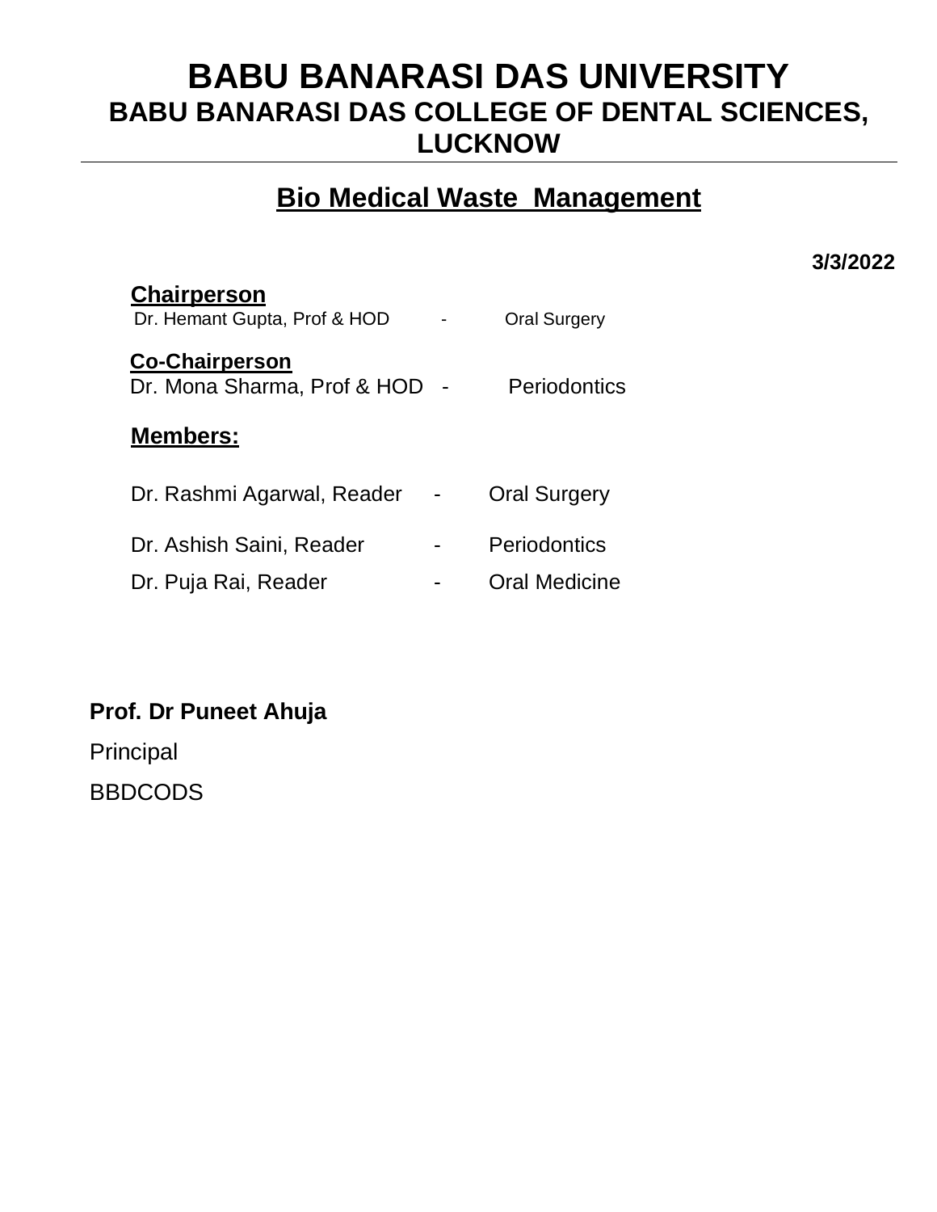# BABU BANARASI DAS UNIVERSITY

## BABU BANARASI DAS COLLEGE OF DENTAL SCIENCES, LUCKNOW

---

## Bio Medical Waste Management

**3/3/2022**

**Chairperson**

Dr. Hemant Gupta, Prof & HOD - Oral Surgery

**Co-Chairperson**

Dr. Mona Sharma, Prof & HOD - Periodontics

**Members:**

Dr. Rashmi Agarwal, Reader - Oral Surgery

Dr. Ashish Saini, Reader - Periodontics

Dr. Puja Rai, Reader - Oral Medicine

**Prof. Dr Puneet Ahuja**

Principal

BBDCODS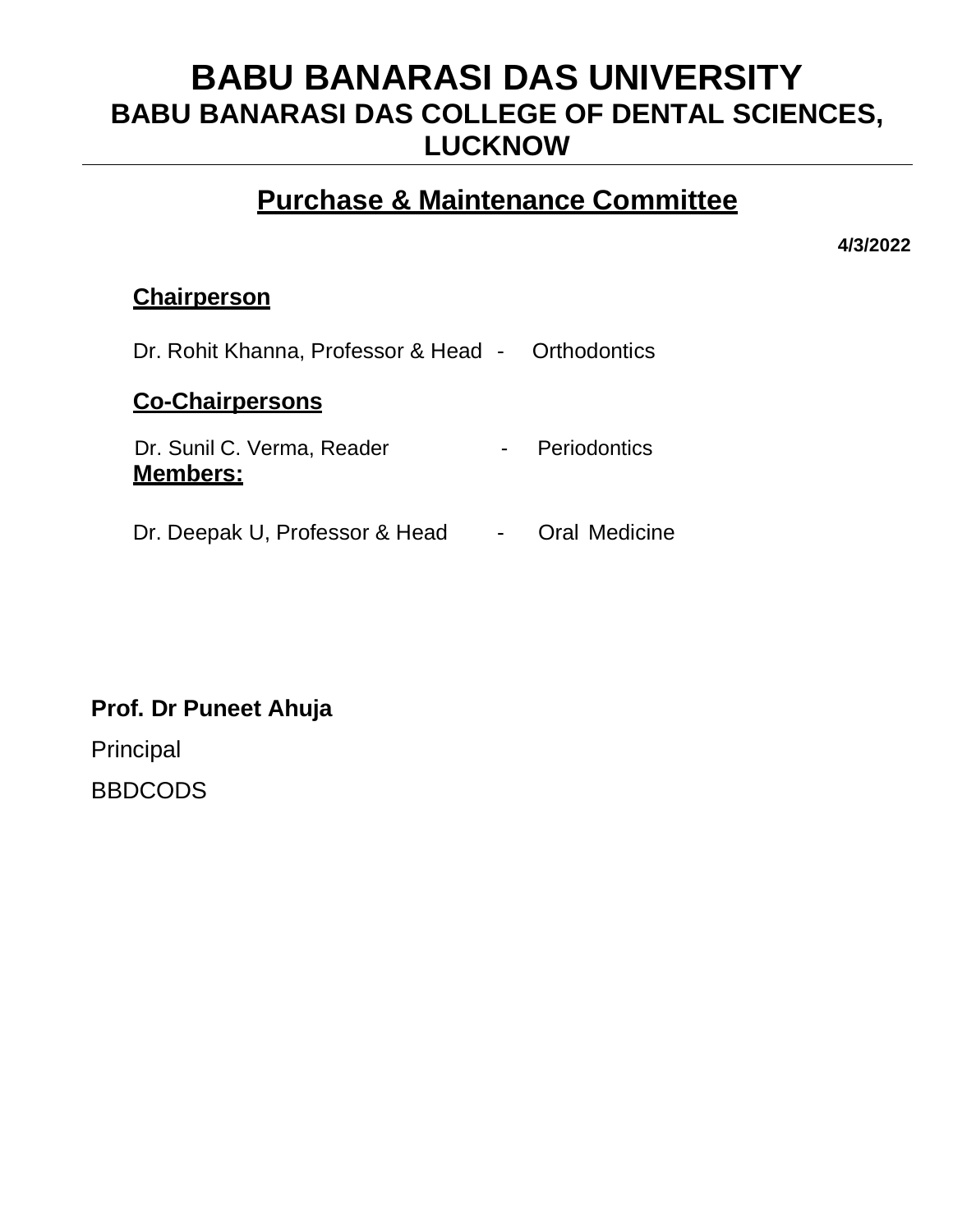# BABU BANARASI DAS UNIVERSITY

## BABU BANARASI DAS COLLEGE OF DENTAL SCIENCES, LUCKNOW

---

## Purchase & Maintenance Committee

**4/3/2022**

**Chairperson**

Dr. Rohit Khanna, Professor & Head - Orthodontics

**Co-Chairpersons**

Dr. Sunil C. Verma, Reader - Periodontics

**Members:**

Dr. Deepak U, Professor & Head - Oral Medicine

**Prof. Dr Puneet Ahuja**

Principal

BBDCODS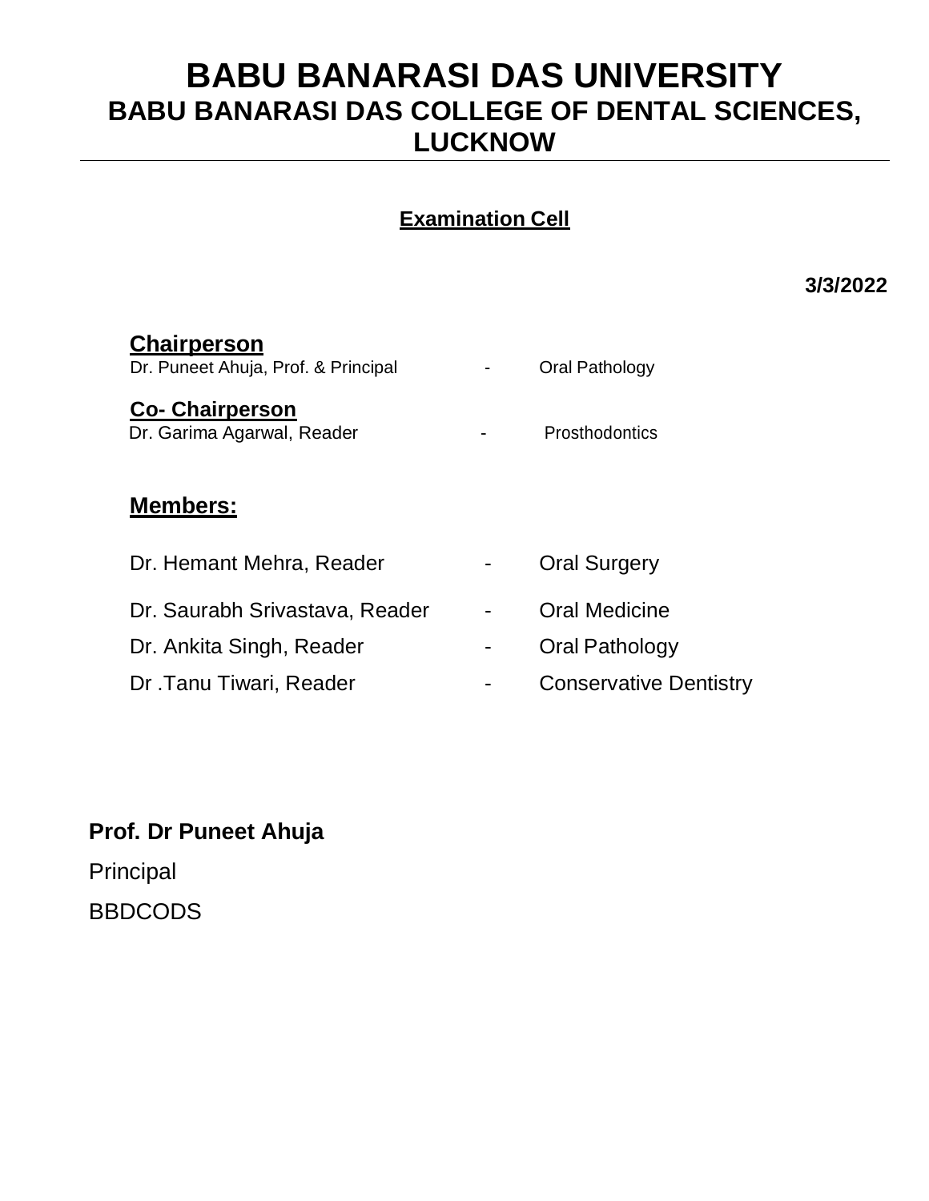# BABU BANARASI DAS UNIVERSITY

## BABU BANARASI DAS COLLEGE OF DENTAL SCIENCES, LUCKNOW

---

**Examination Cell**

**3/3/2022**

**Chairperson**

Dr. Puneet Ahuja, Prof. & Principal - Oral Pathology

**Co- Chairperson**

Dr. Garima Agarwal, Reader - Prosthodontics

**Members:**

Dr. Hemant Mehra, Reader - Oral Surgery

Dr. Saurabh Srivastava, Reader - Oral Medicine

Dr. Ankita Singh, Reader - Oral Pathology

Dr .Tanu Tiwari, Reader - Conservative Dentistry

**Prof. Dr Puneet Ahuja**

Principal

BBDCODS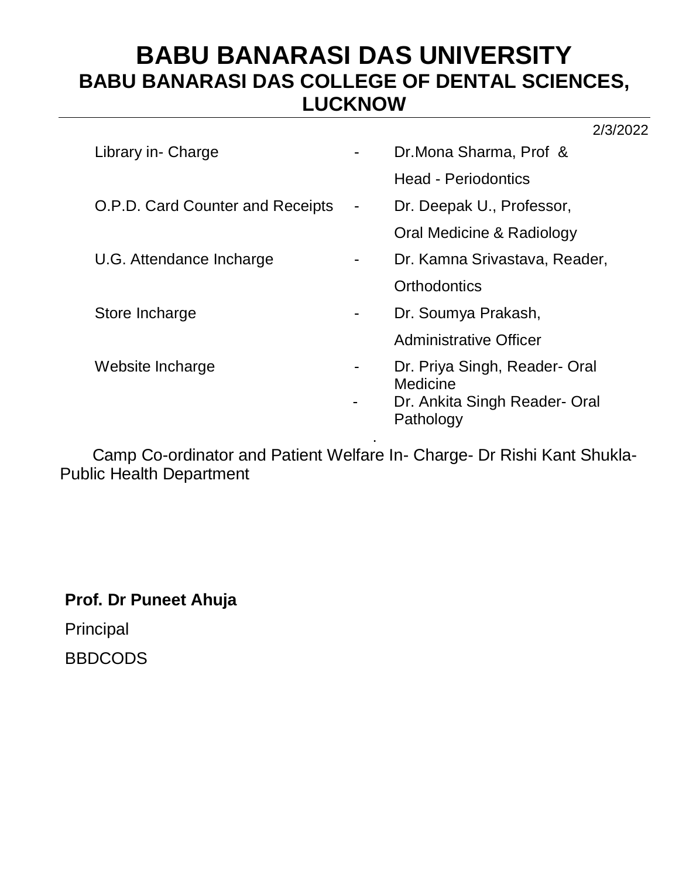# BABU BANARASI DAS UNIVERSITY

## BABU BANARASI DAS COLLEGE OF DENTAL SCIENCES, LUCKNOW

2/3/2022

| | | |
|---|---|---|
| Library in- Charge | - | Dr.Mona Sharma, Prof & Head - Periodontics |
| O.P.D. Card Counter and Receipts | - | Dr. Deepak U., Professor, Oral Medicine & Radiology |
| U.G. Attendance Incharge | - | Dr. Kamna Srivastava, Reader, Orthodontics |
| Store Incharge | - | Dr. Soumya Prakash, Administrative Officer |
| Website Incharge | - | Dr. Priya Singh, Reader- Oral Medicine |
| | - | Dr. Ankita Singh Reader- Oral Pathology |

Camp Co-ordinator and Patient Welfare In- Charge- Dr Rishi Kant Shukla- Public Health Department

**Prof. Dr Puneet Ahuja**

Principal

BBDCODS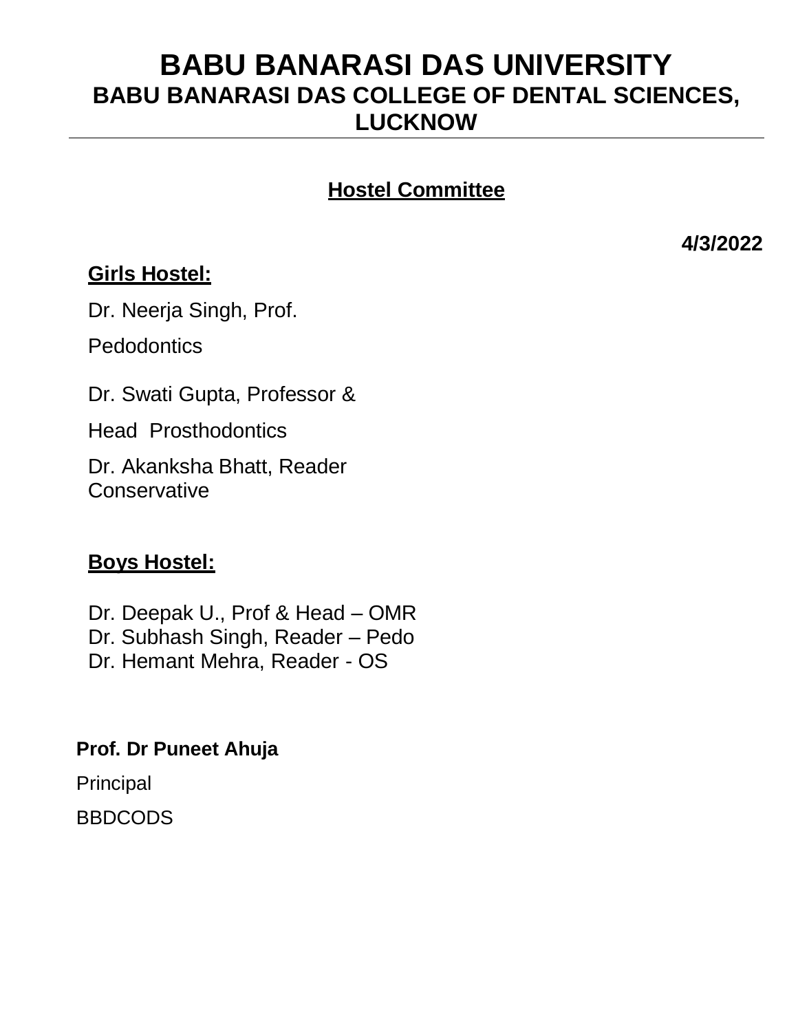# BABU BANARASI DAS UNIVERSITY

## BABU BANARASI DAS COLLEGE OF DENTAL SCIENCES, LUCKNOW

---

### Hostel Committee

**4/3/2022**

**Girls Hostel:**

Dr. Neerja Singh, Prof.

Pedodontics

Dr. Swati Gupta, Professor &

Head Prosthodontics

Dr. Akanksha Bhatt, Reader
Conservative

**Boys Hostel:**

Dr. Deepak U., Prof & Head – OMR
Dr. Subhash Singh, Reader – Pedo
Dr. Hemant Mehra, Reader - OS

**Prof. Dr Puneet Ahuja**

Principal

BBDCODS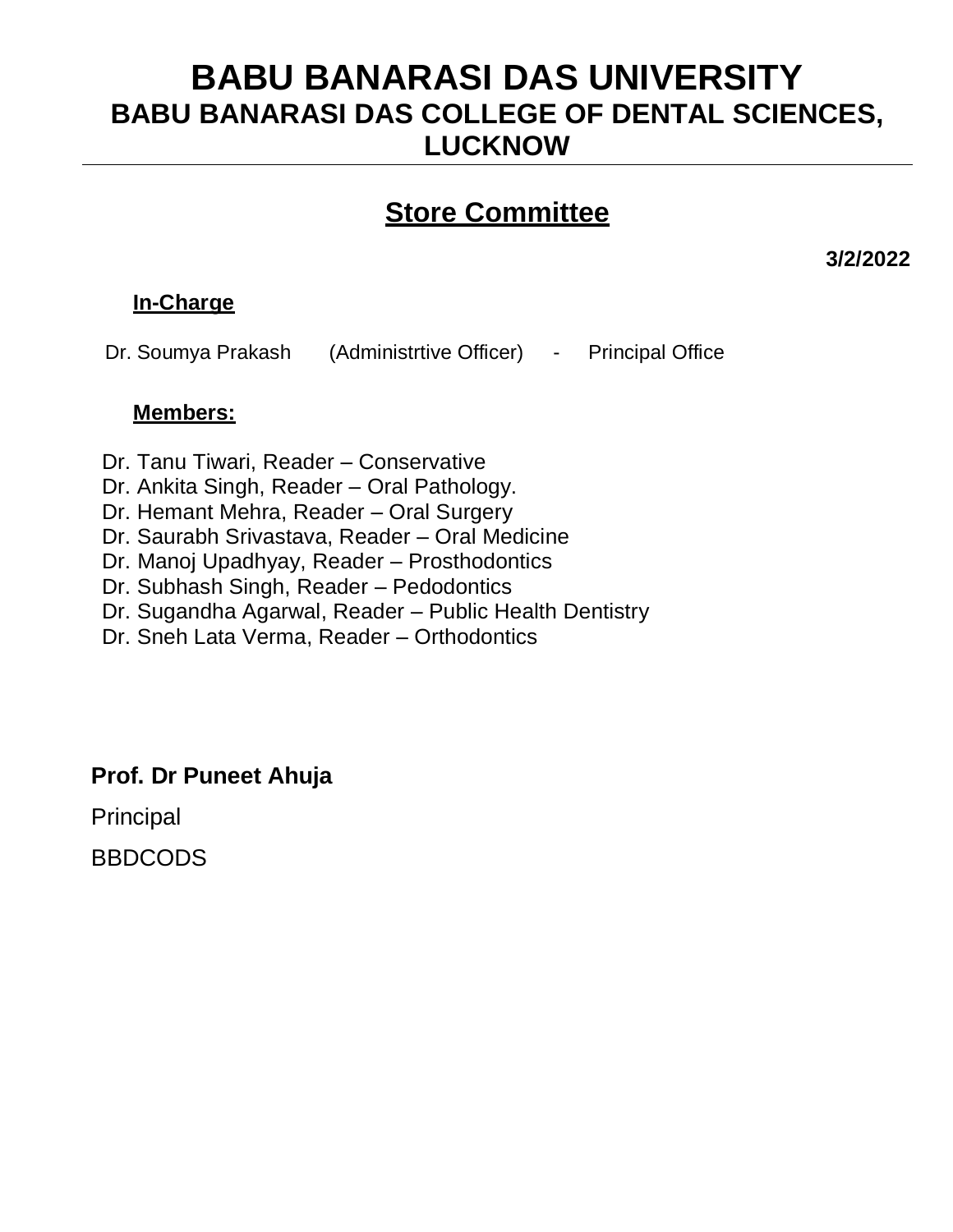# BABU BANARASI DAS UNIVERSITY

## BABU BANARASI DAS COLLEGE OF DENTAL SCIENCES, LUCKNOW

---

## Store Committee

**3/2/2022**

**In-Charge**

Dr. Soumya Prakash (Administrtive Officer) - Principal Office

**Members:**

Dr. Tanu Tiwari, Reader – Conservative
Dr. Ankita Singh, Reader – Oral Pathology.
Dr. Hemant Mehra, Reader – Oral Surgery
Dr. Saurabh Srivastava, Reader – Oral Medicine
Dr. Manoj Upadhyay, Reader – Prosthodontics
Dr. Subhash Singh, Reader – Pedodontics
Dr. Sugandha Agarwal, Reader – Public Health Dentistry
Dr. Sneh Lata Verma, Reader – Orthodontics

**Prof. Dr Puneet Ahuja**

Principal

BBDCODS